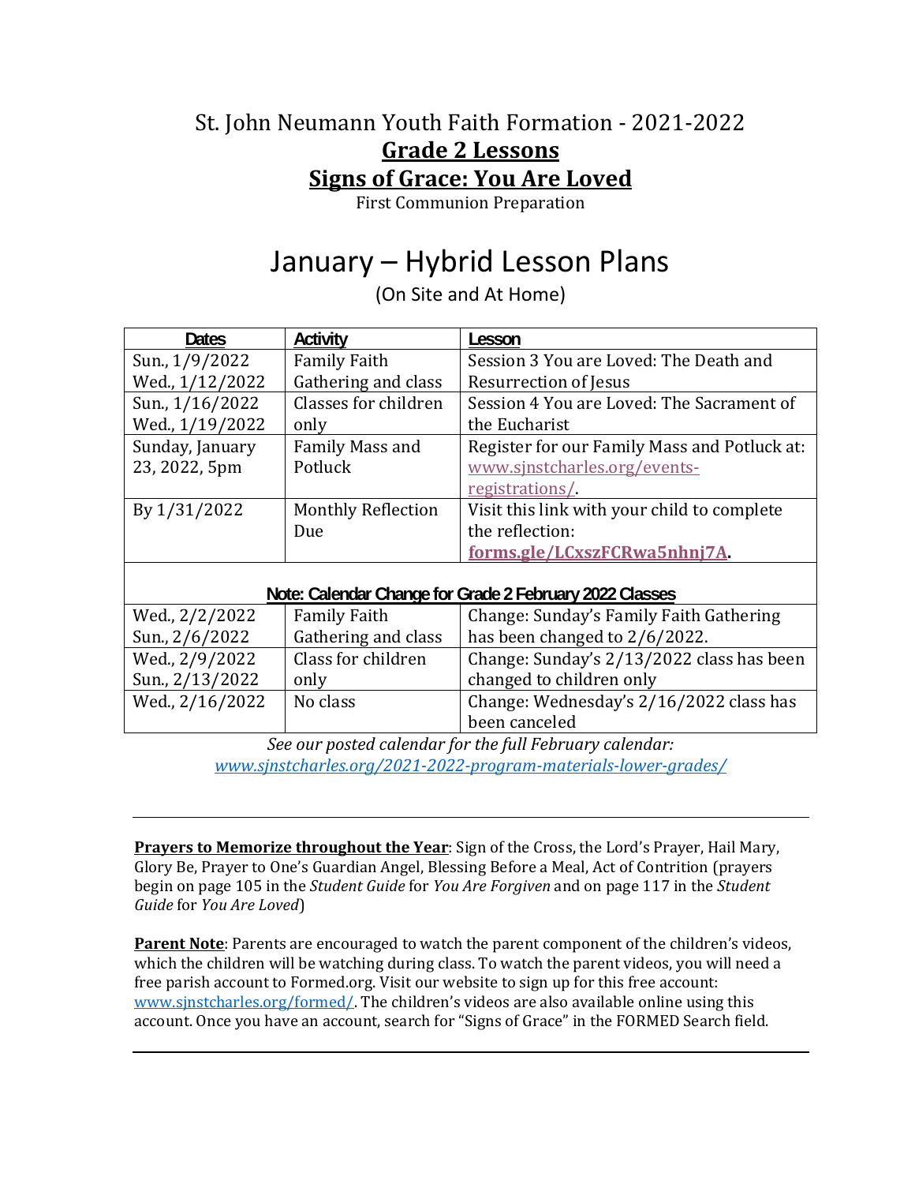# St. John Neumann Youth Faith Formation - 2021-2022

## **Grade 2 Lessons**

## **Signs of Grace: You Are Loved**

First Communion Preparation

# January – Hybrid Lesson Plans

(On Site and At Home)

| Dates | Activity | Lesson |
|---|---|---|
| Sun., 1/9/2022<br>Wed., 1/12/2022 | Family Faith Gathering and class | Session 3 You are Loved: The Death and Resurrection of Jesus |
| Sun., 1/16/2022<br>Wed., 1/19/2022 | Classes for children only | Session 4 You are Loved: The Sacrament of the Eucharist |
| Sunday, January 23, 2022, 5pm | Family Mass and Potluck | Register for our Family Mass and Potluck at: www.sjnstcharles.org/events-registrations/. |
| By 1/31/2022 | Monthly Reflection Due | Visit this link with your child to complete the reflection: **forms.gle/LCxszFCRwa5nhnj7A**. |
| **Note: Calendar Change for Grade 2 February 2022 Classes** | | |
| Wed., 2/2/2022<br>Sun., 2/6/2022 | Family Faith Gathering and class | Change: Sunday's Family Faith Gathering has been changed to 2/6/2022. |
| Wed., 2/9/2022<br>Sun., 2/13/2022 | Class for children only | Change: Sunday's 2/13/2022 class has been changed to children only |
| Wed., 2/16/2022 | No class | Change: Wednesday's 2/16/2022 class has been canceled |

*See our posted calendar for the full February calendar:*
*www.sjnstcharles.org/2021-2022-program-materials-lower-grades/*

---

**Prayers to Memorize throughout the Year**: Sign of the Cross, the Lord's Prayer, Hail Mary, Glory Be, Prayer to One's Guardian Angel, Blessing Before a Meal, Act of Contrition (prayers begin on page 105 in the *Student Guide* for *You Are Forgiven* and on page 117 in the *Student Guide* for *You Are Loved*)

**Parent Note**: Parents are encouraged to watch the parent component of the children's videos, which the children will be watching during class. To watch the parent videos, you will need a free parish account to Formed.org. Visit our website to sign up for this free account: www.sjnstcharles.org/formed/. The children's videos are also available online using this account. Once you have an account, search for "Signs of Grace" in the FORMED Search field.

---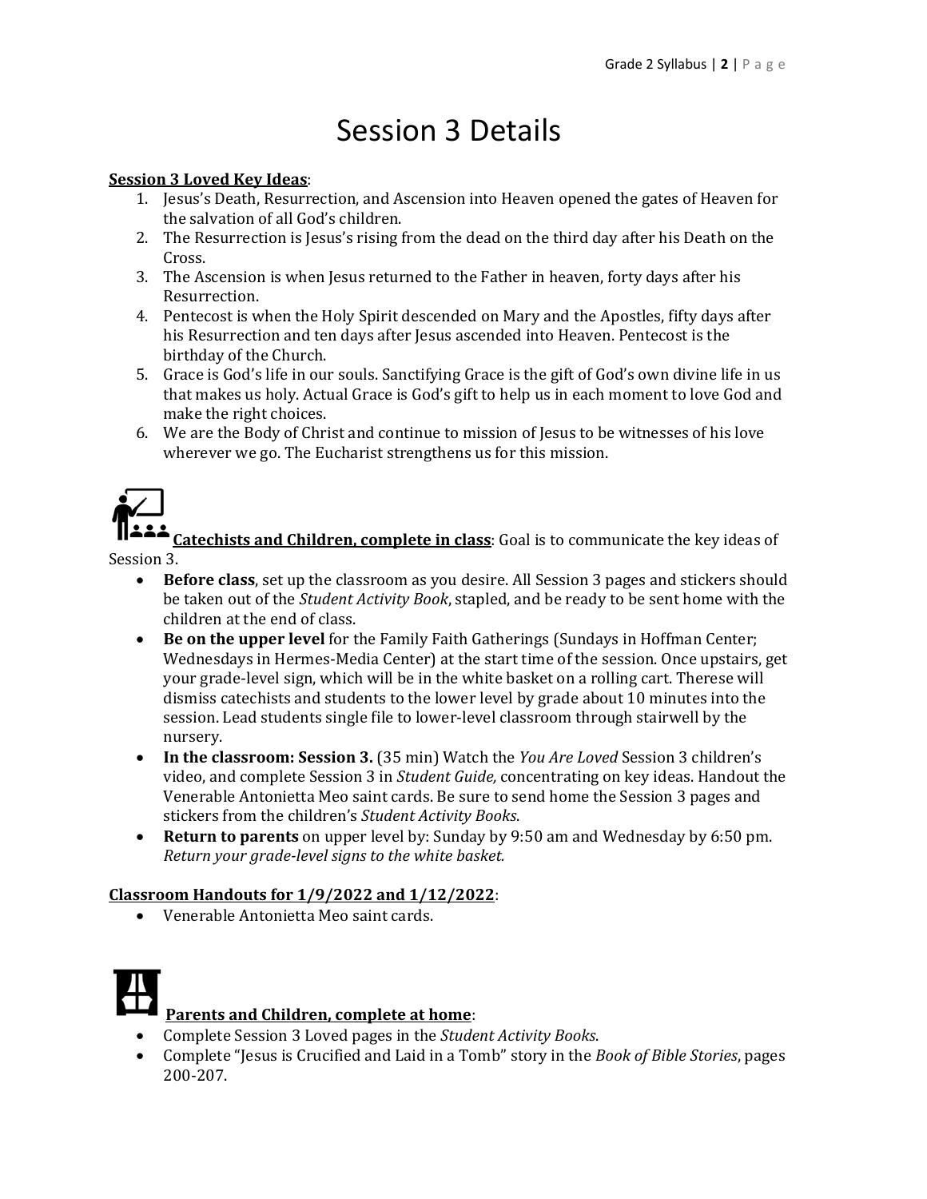# Session 3 Details

**<u>Session 3 Loved Key Ideas</u>**:

1. Jesus's Death, Resurrection, and Ascension into Heaven opened the gates of Heaven for the salvation of all God's children.
2. The Resurrection is Jesus's rising from the dead on the third day after his Death on the Cross.
3. The Ascension is when Jesus returned to the Father in heaven, forty days after his Resurrection.
4. Pentecost is when the Holy Spirit descended on Mary and the Apostles, fifty days after his Resurrection and ten days after Jesus ascended into Heaven. Pentecost is the birthday of the Church.
5. Grace is God's life in our souls. Sanctifying Grace is the gift of God's own divine life in us that makes us holy. Actual Grace is God's gift to help us in each moment to love God and make the right choices.
6. We are the Body of Christ and continue to mission of Jesus to be witnesses of his love wherever we go. The Eucharist strengthens us for this mission.

**<u>Catechists and Children, complete in class</u>**: Goal is to communicate the key ideas of Session 3.

- **Before class**, set up the classroom as you desire. All Session 3 pages and stickers should be taken out of the *Student Activity Book*, stapled, and be ready to be sent home with the children at the end of class.
- **Be on the upper level** for the Family Faith Gatherings (Sundays in Hoffman Center; Wednesdays in Hermes-Media Center) at the start time of the session. Once upstairs, get your grade-level sign, which will be in the white basket on a rolling cart. Therese will dismiss catechists and students to the lower level by grade about 10 minutes into the session. Lead students single file to lower-level classroom through stairwell by the nursery.
- **In the classroom: Session 3.** (35 min) Watch the *You Are Loved* Session 3 children's video, and complete Session 3 in *Student Guide,* concentrating on key ideas. Handout the Venerable Antonietta Meo saint cards. Be sure to send home the Session 3 pages and stickers from the children's *Student Activity Books*.
- **Return to parents** on upper level by: Sunday by 9:50 am and Wednesday by 6:50 pm. *Return your grade-level signs to the white basket.*

**<u>Classroom Handouts for 1/9/2022 and 1/12/2022</u>**:

- Venerable Antonietta Meo saint cards.

**<u>Parents and Children, complete at home</u>**:

- Complete Session 3 Loved pages in the *Student Activity Books*.
- Complete "Jesus is Crucified and Laid in a Tomb" story in the *Book of Bible Stories*, pages 200-207.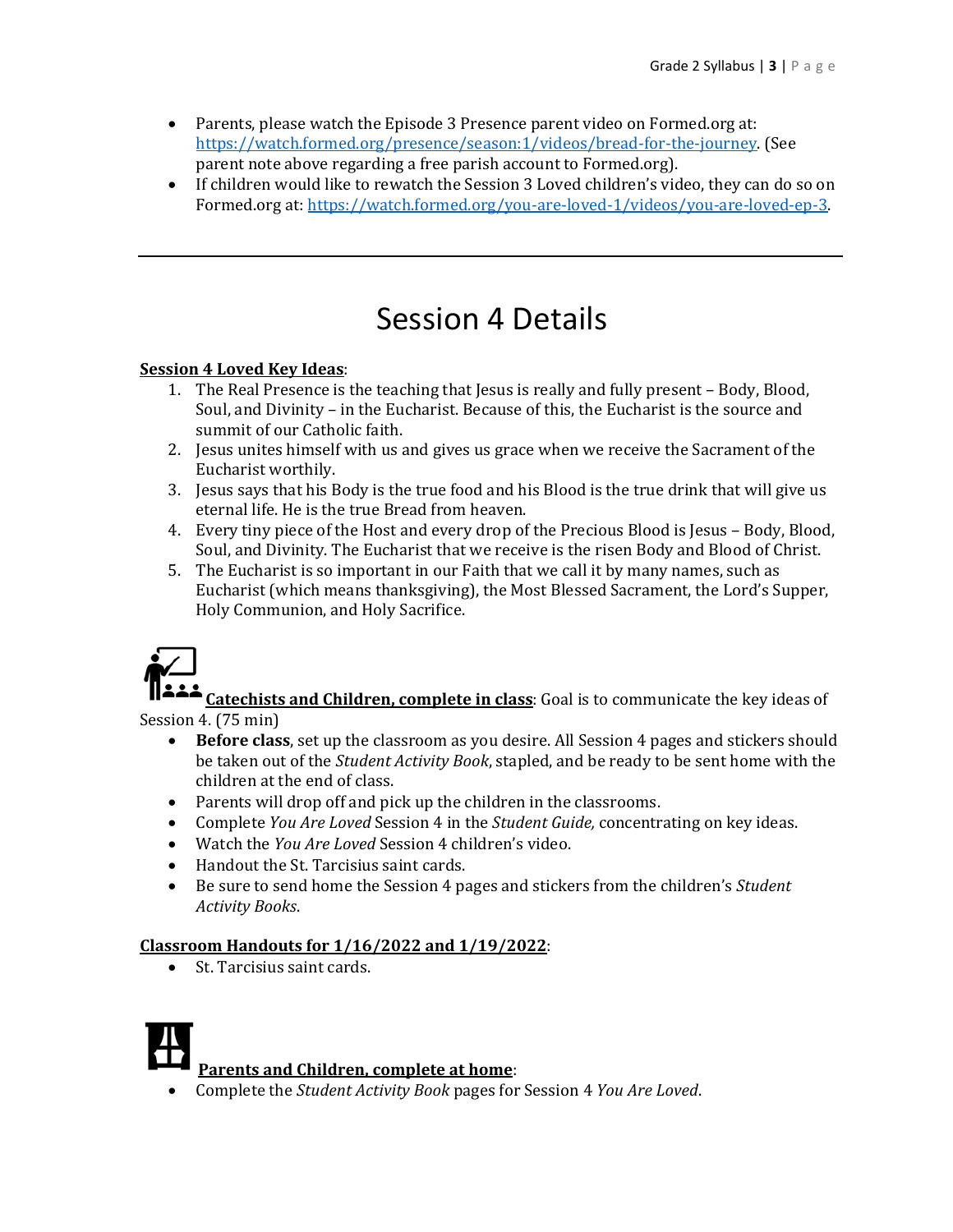- Parents, please watch the Episode 3 Presence parent video on Formed.org at: [https://watch.formed.org/presence/season:1/videos/bread-for-the-journey](https://watch.formed.org/presence/season:1/videos/bread-for-the-journey). (See parent note above regarding a free parish account to Formed.org).
- If children would like to rewatch the Session 3 Loved children's video, they can do so on Formed.org at: [https://watch.formed.org/you-are-loved-1/videos/you-are-loved-ep-3](https://watch.formed.org/you-are-loved-1/videos/you-are-loved-ep-3).

---

# Session 4 Details

**Session 4 Loved Key Ideas**:

1. The Real Presence is the teaching that Jesus is really and fully present – Body, Blood, Soul, and Divinity – in the Eucharist. Because of this, the Eucharist is the source and summit of our Catholic faith.
2. Jesus unites himself with us and gives us grace when we receive the Sacrament of the Eucharist worthily.
3. Jesus says that his Body is the true food and his Blood is the true drink that will give us eternal life. He is the true Bread from heaven.
4. Every tiny piece of the Host and every drop of the Precious Blood is Jesus – Body, Blood, Soul, and Divinity. The Eucharist that we receive is the risen Body and Blood of Christ.
5. The Eucharist is so important in our Faith that we call it by many names, such as Eucharist (which means thanksgiving), the Most Blessed Sacrament, the Lord's Supper, Holy Communion, and Holy Sacrifice.

**Catechists and Children, complete in class**: Goal is to communicate the key ideas of Session 4. (75 min)

- **Before class**, set up the classroom as you desire. All Session 4 pages and stickers should be taken out of the *Student Activity Book*, stapled, and be ready to be sent home with the children at the end of class.
- Parents will drop off and pick up the children in the classrooms.
- Complete *You Are Loved* Session 4 in the *Student Guide,* concentrating on key ideas.
- Watch the *You Are Loved* Session 4 children's video.
- Handout the St. Tarcisius saint cards.
- Be sure to send home the Session 4 pages and stickers from the children's *Student Activity Books*.

**Classroom Handouts for 1/16/2022 and 1/19/2022**:

- St. Tarcisius saint cards.

**Parents and Children, complete at home**:

- Complete the *Student Activity Book* pages for Session 4 *You Are Loved*.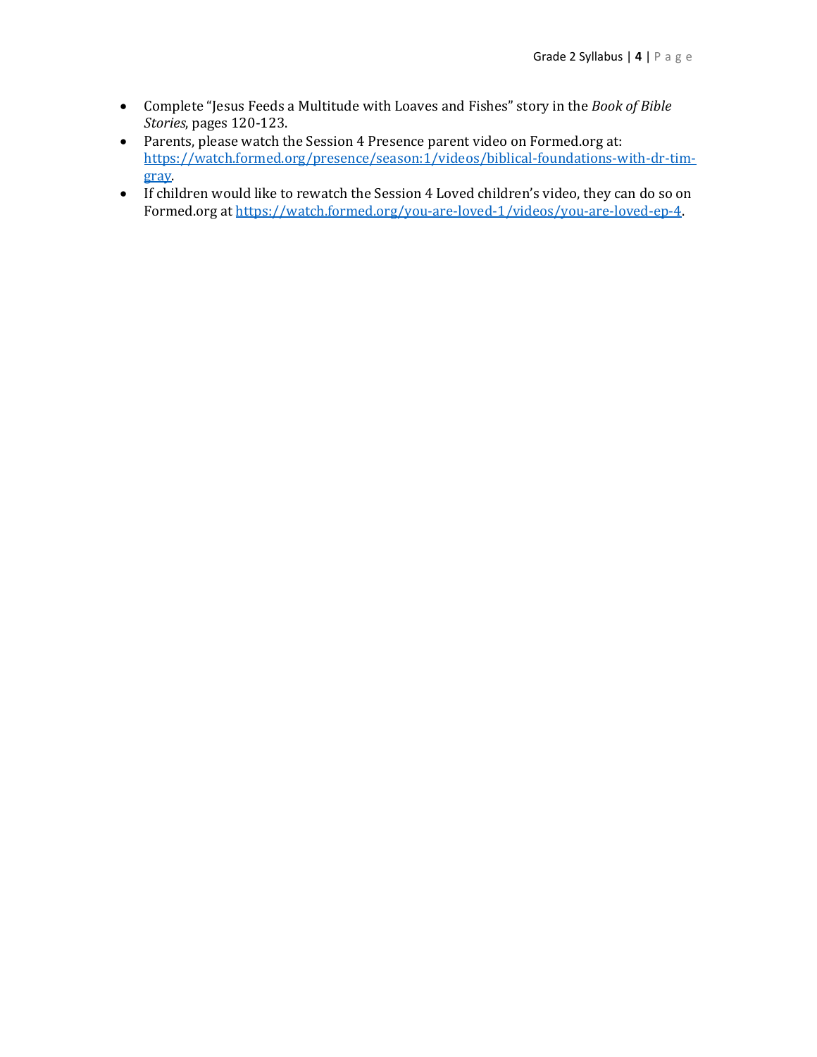- Complete "Jesus Feeds a Multitude with Loaves and Fishes" story in the *Book of Bible Stories*, pages 120-123.
- Parents, please watch the Session 4 Presence parent video on Formed.org at: https://watch.formed.org/presence/season:1/videos/biblical-foundations-with-dr-tim-gray.
- If children would like to rewatch the Session 4 Loved children's video, they can do so on Formed.org at https://watch.formed.org/you-are-loved-1/videos/you-are-loved-ep-4.